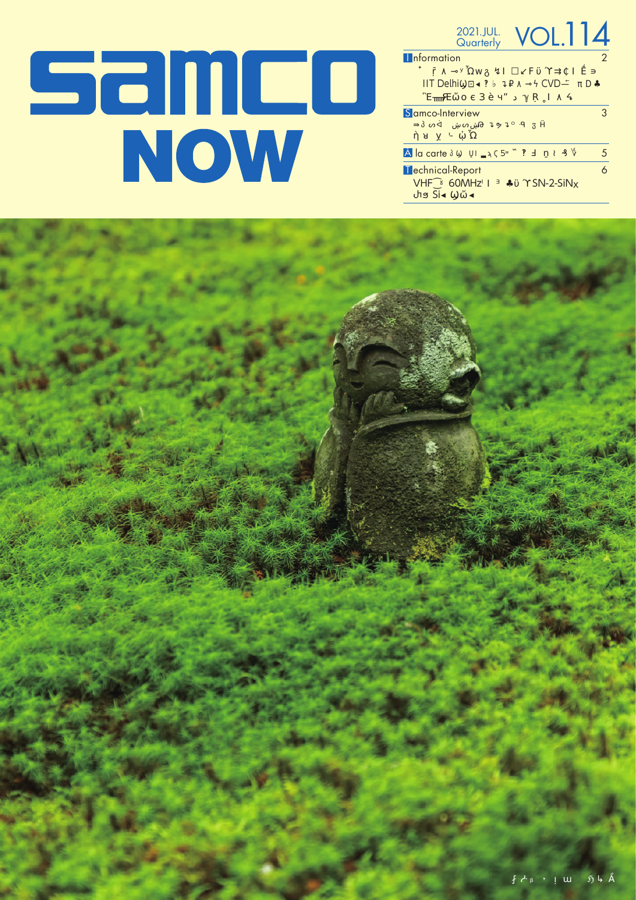# samco NOW

2021.JUL. Quarterly VOL.114

| Section | Page |
| --- | --- |
| **I**nformation | 2 |
| IIT Delhi … CVD … | |
| **S**amco-Interview | 3 |
| **A** la carte | 5 |
| **T**echnical-Report | 6 |
| VHF 60MHz … SN-2-SiNx … Si … | |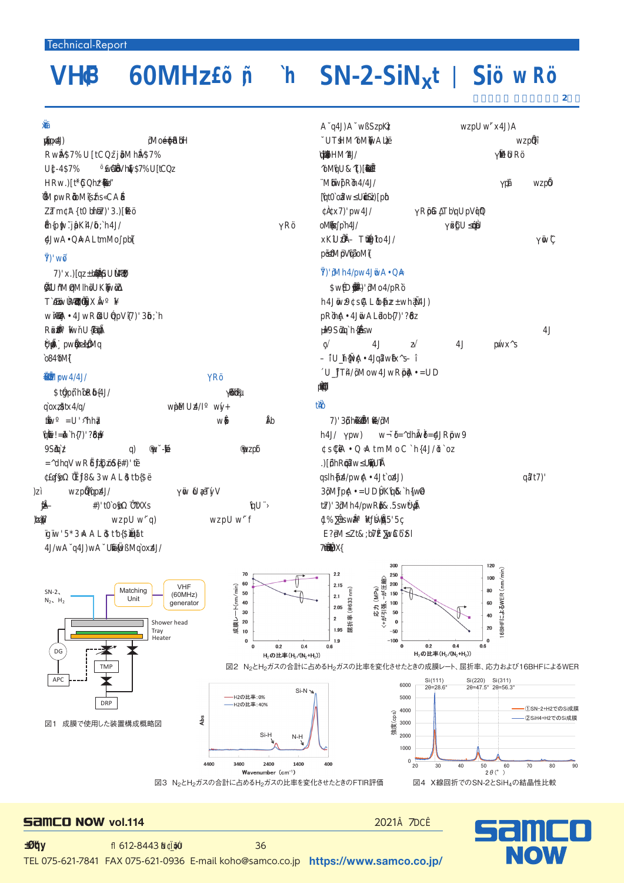SN-2、
$N_2$、$H_2$

Matching Unit

VHF (60MHz) generator

Shower head

Tray

Heater

DG

APC

TMP

DRP

図1　成膜で使用した装置構成概略図

成膜レート(nm/min)

屈折率(@633 nm)

0 0.2 0.4 0.6

$H_2$の比率($H_2$/($N_2$+$H_2$))

応力(MPa)
＜+が引張、-が圧縮＞

16BHFによるWER(nm/min)

0 0.2 0.4 0.6

$H_2$の比率($H_2$/($N_2$+$H_2$))

図2　$N_2$と$H_2$ガスの合計に占める$H_2$ガスの比率を変化させたときの成膜レート、屈折率、応力および16BHFによるWER

Abs

$H_2$の比率：0%

$H_2$の比率：40%

Si-N

Si-H

N-H

4400 3400 2400 1400 400

Wavenumber (cm$^{-1}$)

図3　$N_2$と$H_2$ガスの合計に占める$H_2$ガスの比率を変化させたときのFTIR評価

Si(111) 2θ=28.6°

Si(220) 2θ=47.5°

Si(311) 2θ=56.3°

①SN-2+H2でのSi成膜

②SiH4+H2でのSi成膜

強度(cps)

2θ(°)

図4　X線回折でのSN-2とSiH$_4$の結晶性比較

**samco NOW vol.114**

TEL 075-621-7841　FAX 075-621-0936　E-mail koho@samco.co.jp　https://www.samco.co.jp/